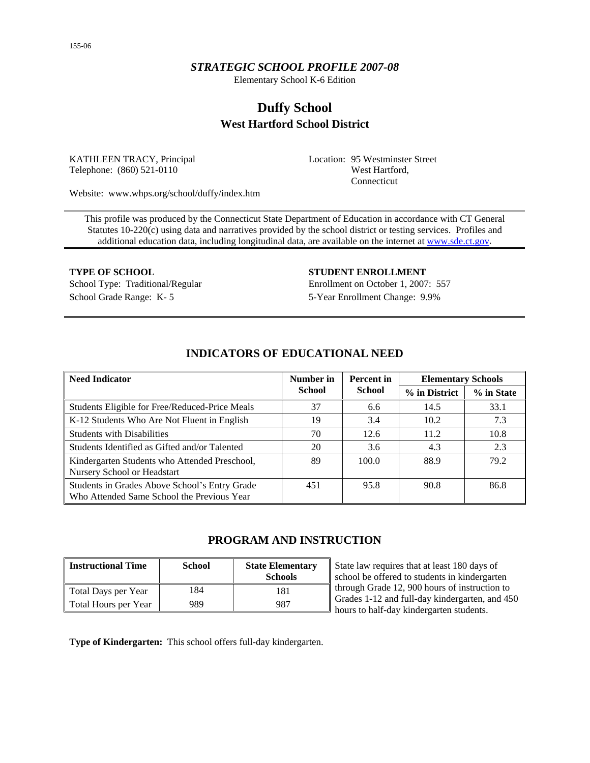155-06

*STRATEGIC SCHOOL PROFILE 2007-08*

Elementary School K-6 Edition

# Duffy School

## West Hartford School District

KATHLEEN TRACY, Principal
Telephone: (860) 521-0110

Location: 95 Westminster Street
West Hartford,
Connecticut

Website: www.whps.org/school/duffy/index.htm

This profile was produced by the Connecticut State Department of Education in accordance with CT General Statutes 10-220(c) using data and narratives provided by the school district or testing services. Profiles and additional education data, including longitudinal data, are available on the internet at www.sde.ct.gov.

**TYPE OF SCHOOL**

School Type: Traditional/Regular
School Grade Range: K- 5

**STUDENT ENROLLMENT**

Enrollment on October 1, 2007: 557
5-Year Enrollment Change: 9.9%

## INDICATORS OF EDUCATIONAL NEED

| Need Indicator | Number in School | Percent in School | Elementary Schools | |
|---|---|---|---|---|
| | | | % in District | % in State |
| Students Eligible for Free/Reduced-Price Meals | 37 | 6.6 | 14.5 | 33.1 |
| K-12 Students Who Are Not Fluent in English | 19 | 3.4 | 10.2 | 7.3 |
| Students with Disabilities | 70 | 12.6 | 11.2 | 10.8 |
| Students Identified as Gifted and/or Talented | 20 | 3.6 | 4.3 | 2.3 |
| Kindergarten Students who Attended Preschool, Nursery School or Headstart | 89 | 100.0 | 88.9 | 79.2 |
| Students in Grades Above School's Entry Grade Who Attended Same School the Previous Year | 451 | 95.8 | 90.8 | 86.8 |

## PROGRAM AND INSTRUCTION

| Instructional Time | School | State Elementary Schools |
|---|---|---|
| Total Days per Year | 184 | 181 |
| Total Hours per Year | 989 | 987 |

State law requires that at least 180 days of school be offered to students in kindergarten through Grade 12, 900 hours of instruction to Grades 1-12 and full-day kindergarten, and 450 hours to half-day kindergarten students.

**Type of Kindergarten:** This school offers full-day kindergarten.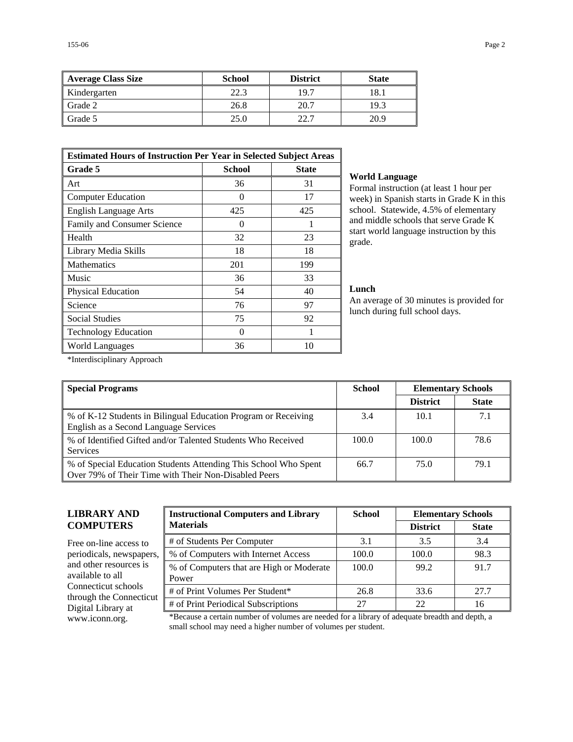| Average Class Size | School | District | State |
| --- | --- | --- | --- |
| Kindergarten | 22.3 | 19.7 | 18.1 |
| Grade 2 | 26.8 | 20.7 | 19.3 |
| Grade 5 | 25.0 | 22.7 | 20.9 |

| Estimated Hours of Instruction Per Year in Selected Subject Areas | | |
| --- | --- | --- |
| **Grade 5** | **School** | **State** |
| Art | 36 | 31 |
| Computer Education | 0 | 17 |
| English Language Arts | 425 | 425 |
| Family and Consumer Science | 0 | 1 |
| Health | 32 | 23 |
| Library Media Skills | 18 | 18 |
| Mathematics | 201 | 199 |
| Music | 36 | 33 |
| Physical Education | 54 | 40 |
| Science | 76 | 97 |
| Social Studies | 75 | 92 |
| Technology Education | 0 | 1 |
| World Languages | 36 | 10 |

*Interdisciplinary Approach

**World Language**

Formal instruction (at least 1 hour per week) in Spanish starts in Grade K in this school. Statewide, 4.5% of elementary and middle schools that serve Grade K start world language instruction by this grade.

**Lunch**

An average of 30 minutes is provided for lunch during full school days.

| Special Programs | School | Elementary Schools | |
| --- | --- | --- | --- |
| | | **District** | **State** |
| % of K-12 Students in Bilingual Education Program or Receiving English as a Second Language Services | 3.4 | 10.1 | 7.1 |
| % of Identified Gifted and/or Talented Students Who Received Services | 100.0 | 100.0 | 78.6 |
| % of Special Education Students Attending This School Who Spent Over 79% of Their Time with Their Non-Disabled Peers | 66.7 | 75.0 | 79.1 |

## LIBRARY AND COMPUTERS

Free on-line access to periodicals, newspapers, and other resources is available to all Connecticut schools through the Connecticut Digital Library at www.iconn.org.

| Instructional Computers and Library Materials | School | Elementary Schools | |
| --- | --- | --- | --- |
| | | **District** | **State** |
| # of Students Per Computer | 3.1 | 3.5 | 3.4 |
| % of Computers with Internet Access | 100.0 | 100.0 | 98.3 |
| % of Computers that are High or Moderate Power | 100.0 | 99.2 | 91.7 |
| # of Print Volumes Per Student* | 26.8 | 33.6 | 27.7 |
| # of Print Periodical Subscriptions | 27 | 22 | 16 |

*Because a certain number of volumes are needed for a library of adequate breadth and depth, a small school may need a higher number of volumes per student.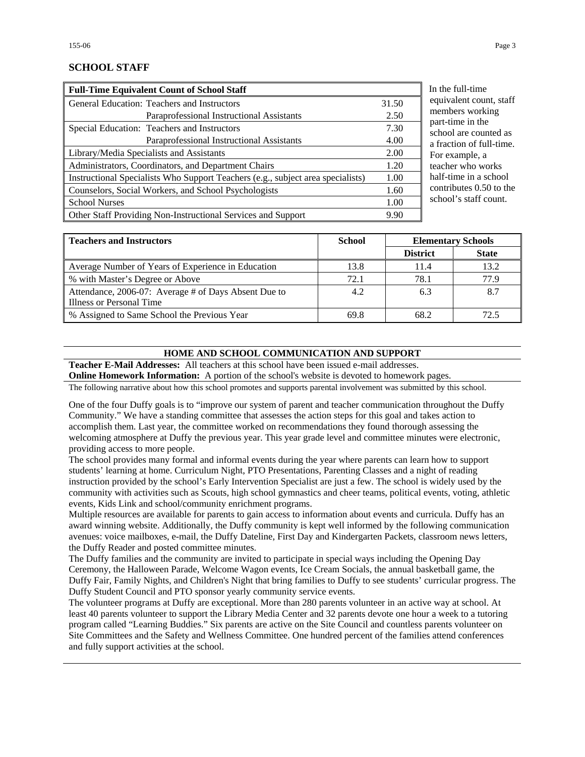## SCHOOL STAFF

| Full-Time Equivalent Count of School Staff | |
|---|---|
| General Education: Teachers and Instructors | 31.50 |
| Paraprofessional Instructional Assistants | 2.50 |
| Special Education: Teachers and Instructors | 7.30 |
| Paraprofessional Instructional Assistants | 4.00 |
| Library/Media Specialists and Assistants | 2.00 |
| Administrators, Coordinators, and Department Chairs | 1.20 |
| Instructional Specialists Who Support Teachers (e.g., subject area specialists) | 1.00 |
| Counselors, Social Workers, and School Psychologists | 1.60 |
| School Nurses | 1.00 |
| Other Staff Providing Non-Instructional Services and Support | 9.90 |

In the full-time equivalent count, staff members working part-time in the school are counted as a fraction of full-time. For example, a teacher who works half-time in a school contributes 0.50 to the school's staff count.

| Teachers and Instructors | School | Elementary Schools | |
|---|---|---|---|
| | | District | State |
| Average Number of Years of Experience in Education | 13.8 | 11.4 | 13.2 |
| % with Master's Degree or Above | 72.1 | 78.1 | 77.9 |
| Attendance, 2006-07: Average # of Days Absent Due to Illness or Personal Time | 4.2 | 6.3 | 8.7 |
| % Assigned to Same School the Previous Year | 69.8 | 68.2 | 72.5 |

## HOME AND SCHOOL COMMUNICATION AND SUPPORT

**Teacher E-Mail Addresses:** All teachers at this school have been issued e-mail addresses.

**Online Homework Information:** A portion of the school's website is devoted to homework pages.

The following narrative about how this school promotes and supports parental involvement was submitted by this school.

One of the four Duffy goals is to "improve our system of parent and teacher communication throughout the Duffy Community." We have a standing committee that assesses the action steps for this goal and takes action to accomplish them. Last year, the committee worked on recommendations they found thorough assessing the welcoming atmosphere at Duffy the previous year. This year grade level and committee minutes were electronic, providing access to more people.

The school provides many formal and informal events during the year where parents can learn how to support students' learning at home. Curriculum Night, PTO Presentations, Parenting Classes and a night of reading instruction provided by the school's Early Intervention Specialist are just a few. The school is widely used by the community with activities such as Scouts, high school gymnastics and cheer teams, political events, voting, athletic events, Kids Link and school/community enrichment programs.

Multiple resources are available for parents to gain access to information about events and curricula. Duffy has an award winning website. Additionally, the Duffy community is kept well informed by the following communication avenues: voice mailboxes, e-mail, the Duffy Dateline, First Day and Kindergarten Packets, classroom news letters, the Duffy Reader and posted committee minutes.

The Duffy families and the community are invited to participate in special ways including the Opening Day Ceremony, the Halloween Parade, Welcome Wagon events, Ice Cream Socials, the annual basketball game, the Duffy Fair, Family Nights, and Children's Night that bring families to Duffy to see students' curricular progress. The Duffy Student Council and PTO sponsor yearly community service events.

The volunteer programs at Duffy are exceptional. More than 280 parents volunteer in an active way at school. At least 40 parents volunteer to support the Library Media Center and 32 parents devote one hour a week to a tutoring program called "Learning Buddies." Six parents are active on the Site Council and countless parents volunteer on Site Committees and the Safety and Wellness Committee. One hundred percent of the families attend conferences and fully support activities at the school.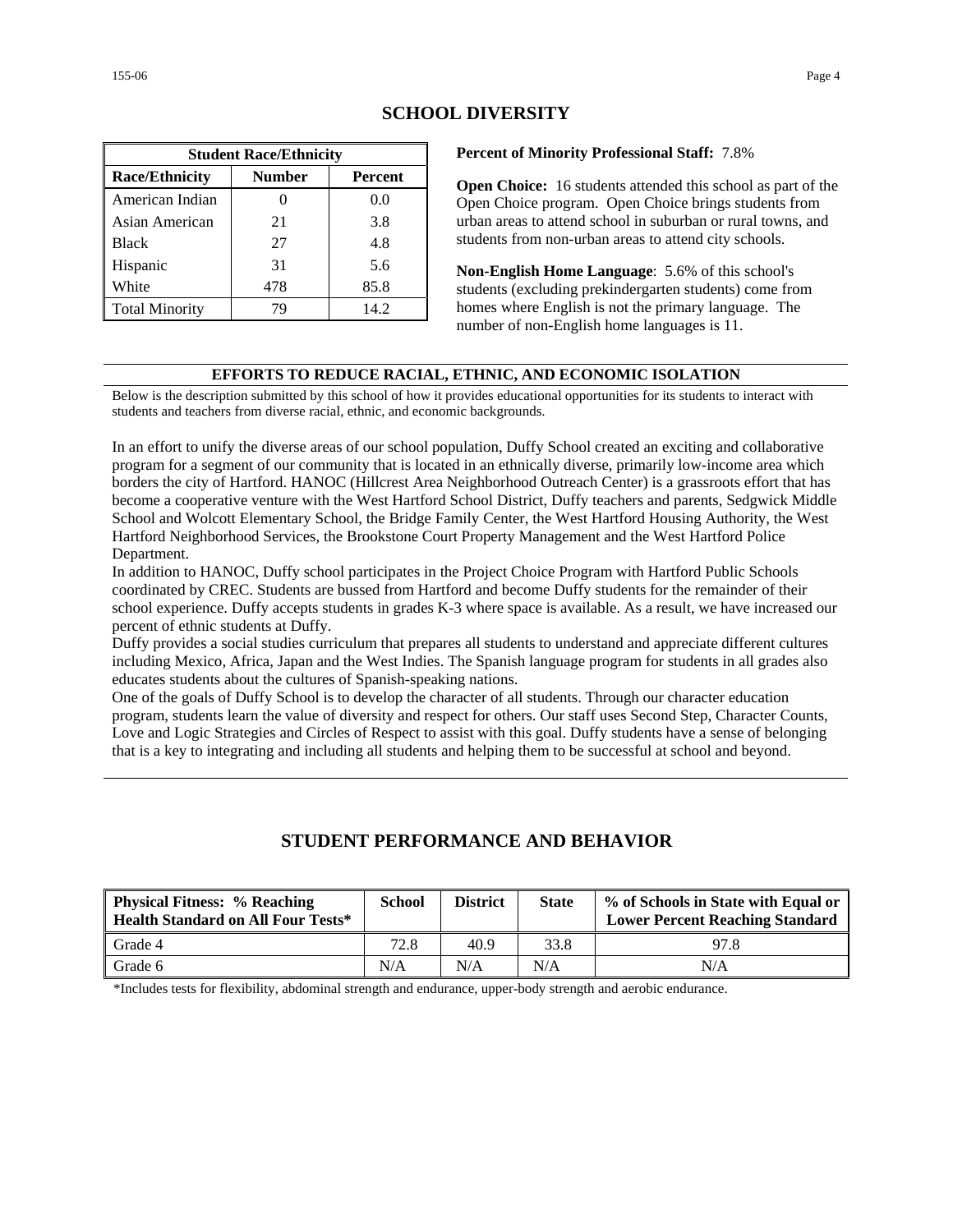## SCHOOL DIVERSITY

| Student Race/Ethnicity | | |
|---|---|---|
| **Race/Ethnicity** | **Number** | **Percent** |
| American Indian | 0 | 0.0 |
| Asian American | 21 | 3.8 |
| Black | 27 | 4.8 |
| Hispanic | 31 | 5.6 |
| White | 478 | 85.8 |
| Total Minority | 79 | 14.2 |

**Percent of Minority Professional Staff:** 7.8%

**Open Choice:** 16 students attended this school as part of the Open Choice program. Open Choice brings students from urban areas to attend school in suburban or rural towns, and students from non-urban areas to attend city schools.

**Non-English Home Language**: 5.6% of this school's students (excluding prekindergarten students) come from homes where English is not the primary language. The number of non-English home languages is 11.

### EFFORTS TO REDUCE RACIAL, ETHNIC, AND ECONOMIC ISOLATION

Below is the description submitted by this school of how it provides educational opportunities for its students to interact with students and teachers from diverse racial, ethnic, and economic backgrounds.

In an effort to unify the diverse areas of our school population, Duffy School created an exciting and collaborative program for a segment of our community that is located in an ethnically diverse, primarily low-income area which borders the city of Hartford. HANOC (Hillcrest Area Neighborhood Outreach Center) is a grassroots effort that has become a cooperative venture with the West Hartford School District, Duffy teachers and parents, Sedgwick Middle School and Wolcott Elementary School, the Bridge Family Center, the West Hartford Housing Authority, the West Hartford Neighborhood Services, the Brookstone Court Property Management and the West Hartford Police Department.

In addition to HANOC, Duffy school participates in the Project Choice Program with Hartford Public Schools coordinated by CREC. Students are bussed from Hartford and become Duffy students for the remainder of their school experience. Duffy accepts students in grades K-3 where space is available. As a result, we have increased our percent of ethnic students at Duffy.

Duffy provides a social studies curriculum that prepares all students to understand and appreciate different cultures including Mexico, Africa, Japan and the West Indies. The Spanish language program for students in all grades also educates students about the cultures of Spanish-speaking nations.

One of the goals of Duffy School is to develop the character of all students. Through our character education program, students learn the value of diversity and respect for others. Our staff uses Second Step, Character Counts, Love and Logic Strategies and Circles of Respect to assist with this goal. Duffy students have a sense of belonging that is a key to integrating and including all students and helping them to be successful at school and beyond.

## STUDENT PERFORMANCE AND BEHAVIOR

| Physical Fitness: % Reaching Health Standard on All Four Tests* | School | District | State | % of Schools in State with Equal or Lower Percent Reaching Standard |
|---|---|---|---|---|
| Grade 4 | 72.8 | 40.9 | 33.8 | 97.8 |
| Grade 6 | N/A | N/A | N/A | N/A |

*Includes tests for flexibility, abdominal strength and endurance, upper-body strength and aerobic endurance.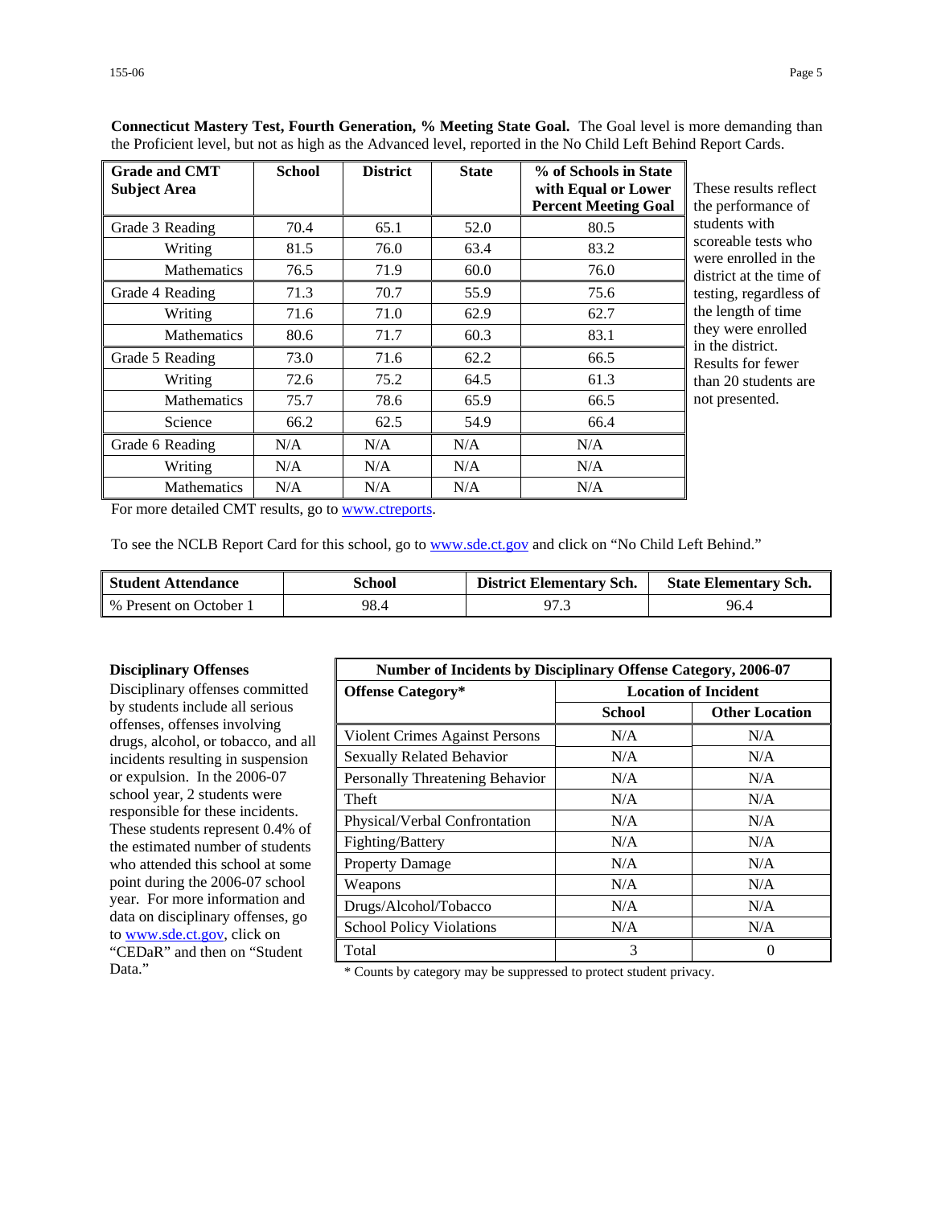**Connecticut Mastery Test, Fourth Generation, % Meeting State Goal.** The Goal level is more demanding than the Proficient level, but not as high as the Advanced level, reported in the No Child Left Behind Report Cards.

| Grade and CMT Subject Area | School | District | State | % of Schools in State with Equal or Lower Percent Meeting Goal |
|---|---|---|---|---|
| Grade 3 Reading | 70.4 | 65.1 | 52.0 | 80.5 |
| Writing | 81.5 | 76.0 | 63.4 | 83.2 |
| Mathematics | 76.5 | 71.9 | 60.0 | 76.0 |
| Grade 4 Reading | 71.3 | 70.7 | 55.9 | 75.6 |
| Writing | 71.6 | 71.0 | 62.9 | 62.7 |
| Mathematics | 80.6 | 71.7 | 60.3 | 83.1 |
| Grade 5 Reading | 73.0 | 71.6 | 62.2 | 66.5 |
| Writing | 72.6 | 75.2 | 64.5 | 61.3 |
| Mathematics | 75.7 | 78.6 | 65.9 | 66.5 |
| Science | 66.2 | 62.5 | 54.9 | 66.4 |
| Grade 6 Reading | N/A | N/A | N/A | N/A |
| Writing | N/A | N/A | N/A | N/A |
| Mathematics | N/A | N/A | N/A | N/A |

These results reflect the performance of students with scoreable tests who were enrolled in the district at the time of testing, regardless of the length of time they were enrolled in the district. Results for fewer than 20 students are not presented.

For more detailed CMT results, go to www.ctreports.

To see the NCLB Report Card for this school, go to www.sde.ct.gov and click on "No Child Left Behind."

| Student Attendance | School | District Elementary Sch. | State Elementary Sch. |
|---|---|---|---|
| % Present on October 1 | 98.4 | 97.3 | 96.4 |

**Disciplinary Offenses**

Disciplinary offenses committed by students include all serious offenses, offenses involving drugs, alcohol, or tobacco, and all incidents resulting in suspension or expulsion. In the 2006-07 school year, 2 students were responsible for these incidents. These students represent 0.4% of the estimated number of students who attended this school at some point during the 2006-07 school year. For more information and data on disciplinary offenses, go to www.sde.ct.gov, click on "CEDaR" and then on "Student Data."

| Number of Incidents by Disciplinary Offense Category, 2006-07 | | |
|---|---|---|
| Offense Category* | Location of Incident | |
| | School | Other Location |
| Violent Crimes Against Persons | N/A | N/A |
| Sexually Related Behavior | N/A | N/A |
| Personally Threatening Behavior | N/A | N/A |
| Theft | N/A | N/A |
| Physical/Verbal Confrontation | N/A | N/A |
| Fighting/Battery | N/A | N/A |
| Property Damage | N/A | N/A |
| Weapons | N/A | N/A |
| Drugs/Alcohol/Tobacco | N/A | N/A |
| School Policy Violations | N/A | N/A |
| Total | 3 | 0 |

* Counts by category may be suppressed to protect student privacy.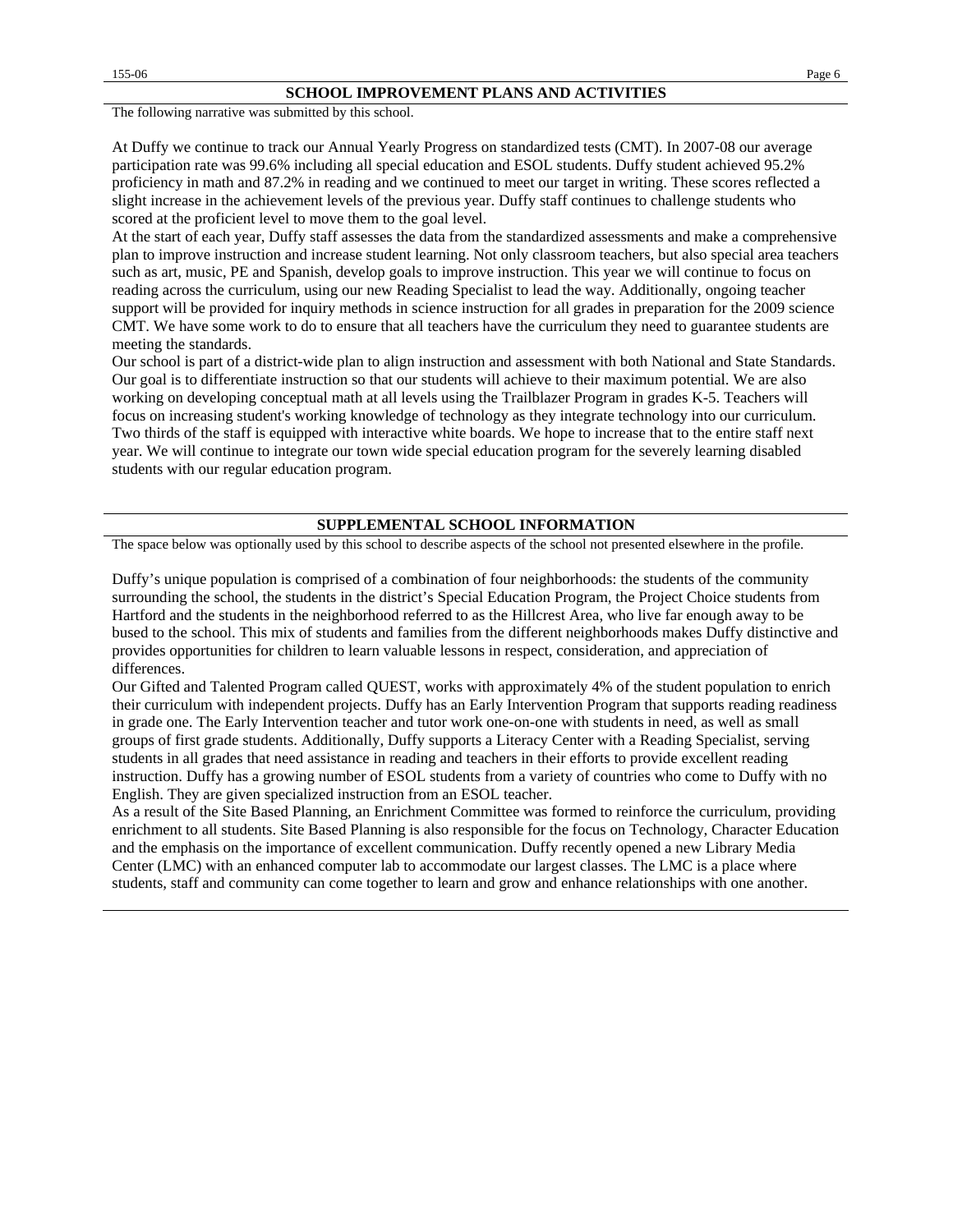## SCHOOL IMPROVEMENT PLANS AND ACTIVITIES

The following narrative was submitted by this school.

At Duffy we continue to track our Annual Yearly Progress on standardized tests (CMT). In 2007-08 our average participation rate was 99.6% including all special education and ESOL students. Duffy student achieved 95.2% proficiency in math and 87.2% in reading and we continued to meet our target in writing. These scores reflected a slight increase in the achievement levels of the previous year. Duffy staff continues to challenge students who scored at the proficient level to move them to the goal level.

At the start of each year, Duffy staff assesses the data from the standardized assessments and make a comprehensive plan to improve instruction and increase student learning. Not only classroom teachers, but also special area teachers such as art, music, PE and Spanish, develop goals to improve instruction. This year we will continue to focus on reading across the curriculum, using our new Reading Specialist to lead the way. Additionally, ongoing teacher support will be provided for inquiry methods in science instruction for all grades in preparation for the 2009 science CMT. We have some work to do to ensure that all teachers have the curriculum they need to guarantee students are meeting the standards.

Our school is part of a district-wide plan to align instruction and assessment with both National and State Standards. Our goal is to differentiate instruction so that our students will achieve to their maximum potential. We are also working on developing conceptual math at all levels using the Trailblazer Program in grades K-5. Teachers will focus on increasing student's working knowledge of technology as they integrate technology into our curriculum. Two thirds of the staff is equipped with interactive white boards. We hope to increase that to the entire staff next year. We will continue to integrate our town wide special education program for the severely learning disabled students with our regular education program.

## SUPPLEMENTAL SCHOOL INFORMATION

The space below was optionally used by this school to describe aspects of the school not presented elsewhere in the profile.

Duffy's unique population is comprised of a combination of four neighborhoods: the students of the community surrounding the school, the students in the district's Special Education Program, the Project Choice students from Hartford and the students in the neighborhood referred to as the Hillcrest Area, who live far enough away to be bused to the school. This mix of students and families from the different neighborhoods makes Duffy distinctive and provides opportunities for children to learn valuable lessons in respect, consideration, and appreciation of differences.

Our Gifted and Talented Program called QUEST, works with approximately 4% of the student population to enrich their curriculum with independent projects. Duffy has an Early Intervention Program that supports reading readiness in grade one. The Early Intervention teacher and tutor work one-on-one with students in need, as well as small groups of first grade students. Additionally, Duffy supports a Literacy Center with a Reading Specialist, serving students in all grades that need assistance in reading and teachers in their efforts to provide excellent reading instruction. Duffy has a growing number of ESOL students from a variety of countries who come to Duffy with no English. They are given specialized instruction from an ESOL teacher.

As a result of the Site Based Planning, an Enrichment Committee was formed to reinforce the curriculum, providing enrichment to all students. Site Based Planning is also responsible for the focus on Technology, Character Education and the emphasis on the importance of excellent communication. Duffy recently opened a new Library Media Center (LMC) with an enhanced computer lab to accommodate our largest classes. The LMC is a place where students, staff and community can come together to learn and grow and enhance relationships with one another.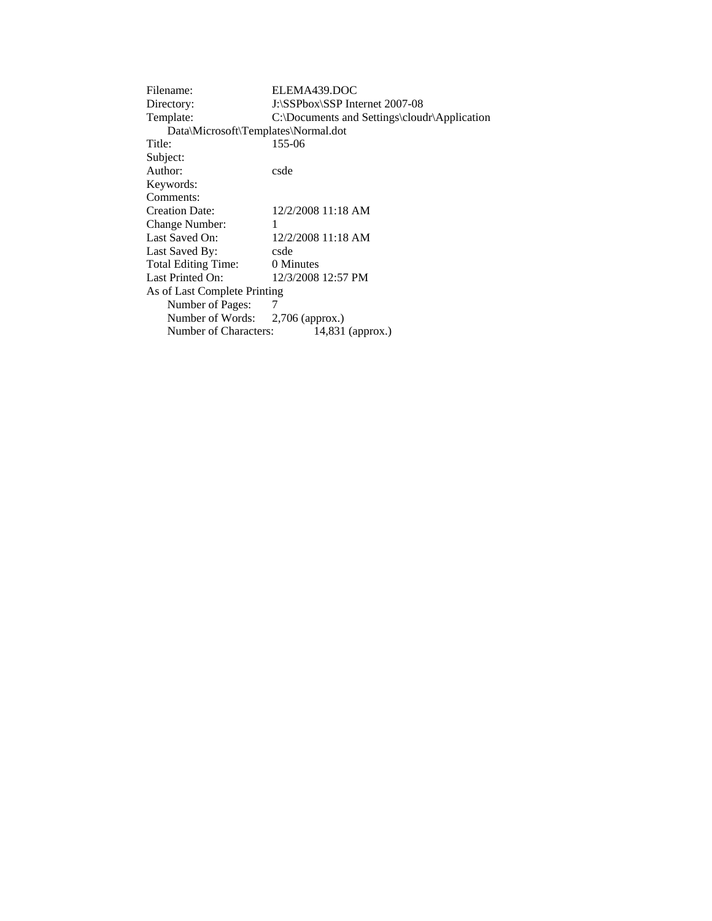Filename: ELEMA439.DOC
Directory: J:\SSPbox\SSP Internet 2007-08
Template: C:\Documents and Settings\cloudr\Application Data\Microsoft\Templates\Normal.dot
Title: 155-06
Subject:
Author: csde
Keywords:
Comments:
Creation Date: 12/2/2008 11:18 AM
Change Number: 1
Last Saved On: 12/2/2008 11:18 AM
Last Saved By: csde
Total Editing Time: 0 Minutes
Last Printed On: 12/3/2008 12:57 PM
As of Last Complete Printing
Number of Pages: 7
Number of Words: 2,706 (approx.)
Number of Characters: 14,831 (approx.)